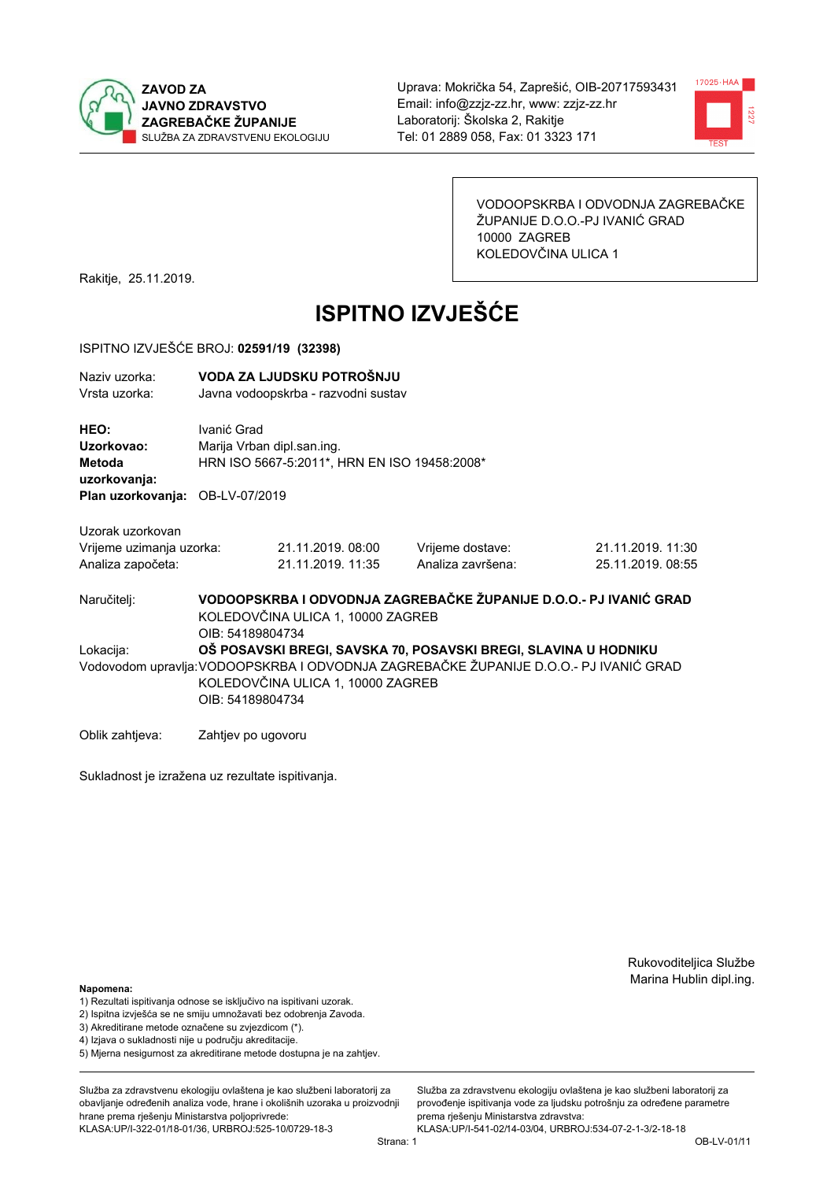**ZAVOD ZA JAVNO ZDRAVSTVO ZAGREBAČKE ŽUPANIJE**
SLUŽBA ZA ZDRAVSTVENU EKOLOGIJU

Uprava: Mokrička 54, Zaprešić, OIB-20717593431
Email: info@zzjz-zz.hr, www: zzjz-zz.hr
Laboratorij: Školska 2, Rakitje
Tel: 01 2889 058, Fax: 01 3323 171

VODOOPSKRBA I ODVODNJA ZAGREBAČKE ŽUPANIJE D.O.O.-PJ IVANIĆ GRAD
10000 ZAGREB
KOLEDOVČINA ULICA 1

Rakitje, 25.11.2019.

# ISPITNO IZVJEŠĆE

ISPITNO IZVJEŠĆE BROJ: **02591/19 (32398)**

| | |
|---|---|
| Naziv uzorka: | **VODA ZA LJUDSKU POTROŠNJU** |
| Vrsta uzorka: | Javna vodoopskrba - razvodni sustav |
| **HEO:** | Ivanić Grad |
| **Uzorkovao:** | Marija Vrban dipl.san.ing. |
| **Metoda uzorkovanja:** | HRN ISO 5667-5:2011*, HRN EN ISO 19458:2008* |
| **Plan uzorkovanja:** | OB-LV-07/2019 |

Uzorak uzorkovan

| | | | |
|---|---|---|---|
| Vrijeme uzimanja uzorka: | 21.11.2019. 08:00 | Vrijeme dostave: | 21.11.2019. 11:30 |
| Analiza započeta: | 21.11.2019. 11:35 | Analiza završena: | 25.11.2019. 08:55 |

Naručitelj: **VODOOPSKRBA I ODVODNJA ZAGREBAČKE ŽUPANIJE D.O.O.- PJ IVANIĆ GRAD**
KOLEDOVČINA ULICA 1, 10000 ZAGREB
OIB: 54189804734

Lokacija: **OŠ POSAVSKI BREGI, SAVSKA 70, POSAVSKI BREGI, SLAVINA U HODNIKU**

Vodovodom upravlja: VODOOPSKRBA I ODVODNJA ZAGREBAČKE ŽUPANIJE D.O.O.- PJ IVANIĆ GRAD
KOLEDOVČINA ULICA 1, 10000 ZAGREB
OIB: 54189804734

Oblik zahtjeva: Zahtjev po ugovoru

Sukladnost je izražena uz rezultate ispitivanja.

Rukovoditeljica Službe
Marina Hublin dipl.ing.

**Napomena:**
1) Rezultati ispitivanja odnose se isključivo na ispitivani uzorak.
2) Ispitna izvješća se ne smiju umnožavati bez odobrenja Zavoda.
3) Akreditirane metode označene su zvjezdicom (*).
4) Izjava o sukladnosti nije u području akreditacije.
5) Mjerna nesigurnost za akreditirane metode dostupna je na zahtjev.

Služba za zdravstvenu ekologiju ovlaštena je kao službeni laboratorij za obavljanje određenih analiza vode, hrane i okolišnih uzoraka u proizvodnji hrane prema rješenju Ministarstva poljoprivrede:
KLASA:UP/I-322-01/18-01/36, URBROJ:525-10/0729-18-3

Služba za zdravstvenu ekologiju ovlaštena je kao službeni laboratorij za provođenje ispitivanja vode za ljudsku potrošnju za određene parametre prema rješenju Ministarstva zdravstva:
KLASA:UP/I-541-02/14-03/04, URBROJ:534-07-2-1-3/2-18-18

OB-LV-01/11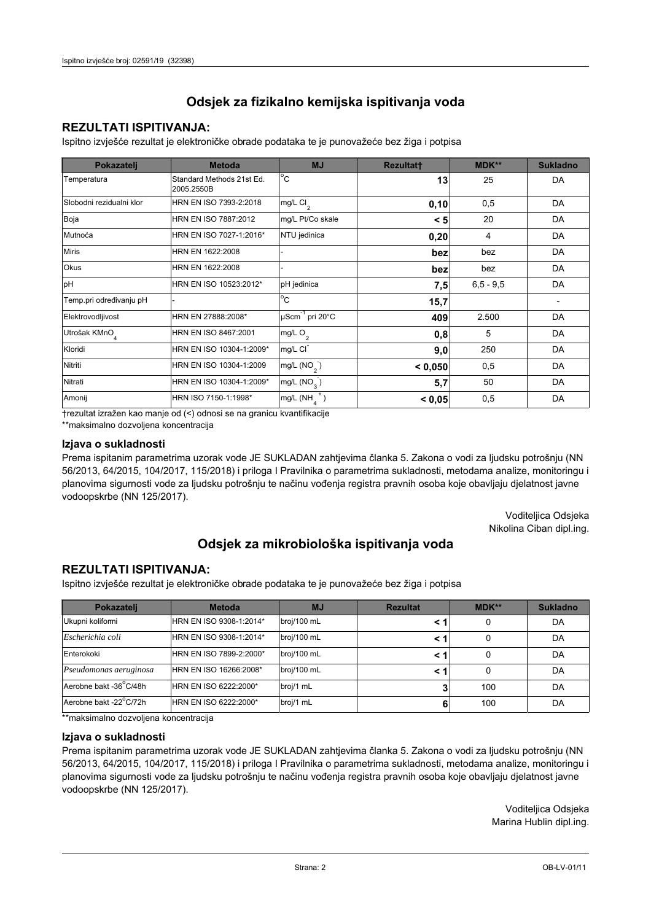## Odsjek za fizikalno kemijska ispitivanja voda

### REZULTATI ISPITIVANJA:

Ispitno izvješće rezultat je elektroničke obrade podataka te je punovažeće bez žiga i potpisa

| Pokazatelj | Metoda | MJ | Rezultat† | MDK** | Sukladno |
|---|---|---|---|---|---|
| Temperatura | Standard Methods 21st Ed. 2005.2550B | $^{o}C$ | **13** | 25 | DA |
| Slobodni rezidualni klor | HRN EN ISO 7393-2:2018 | mg/L $Cl_2$ | **0,10** | 0,5 | DA |
| Boja | HRN EN ISO 7887:2012 | mg/L Pt/Co skale | **< 5** | 20 | DA |
| Mutnoća | HRN EN ISO 7027-1:2016* | NTU jedinica | **0,20** | 4 | DA |
| Miris | HRN EN 1622:2008 | - | **bez** | bez | DA |
| Okus | HRN EN 1622:2008 | - | **bez** | bez | DA |
| pH | HRN EN ISO 10523:2012* | pH jedinica | **7,5** | 6,5 - 9,5 | DA |
| Temp.pri određivanju pH | - | $^{o}C$ | **15,7** | | - |
| Elektrovodljivost | HRN EN 27888:2008* | $\mu Scm^{-1}$ pri 20°C | **409** | 2.500 | DA |
| Utrošak $KMnO_4$ | HRN EN ISO 8467:2001 | mg/L $O_2$ | **0,8** | 5 | DA |
| Kloridi | HRN EN ISO 10304-1:2009* | mg/L $Cl^-$ | **9,0** | 250 | DA |
| Nitriti | HRN EN ISO 10304-1:2009 | mg/L $(NO_2^-)$ | **< 0,050** | 0,5 | DA |
| Nitrati | HRN EN ISO 10304-1:2009* | mg/L $(NO_3^-)$ | **5,7** | 50 | DA |
| Amonij | HRN ISO 7150-1:1998* | mg/L $(NH_4^+)$ | **< 0,05** | 0,5 | DA |

†rezultat izražen kao manje od (<) odnosi se na granicu kvantifikacije

**maksimalno dozvoljena koncentracija

### Izjava o sukladnosti

Prema ispitanim parametrima uzorak vode JE SUKLADAN zahtjevima članka 5. Zakona o vodi za ljudsku potrošnju (NN 56/2013, 64/2015, 104/2017, 115/2018) i priloga I Pravilnika o parametrima sukladnosti, metodama analize, monitoringu i planovima sigurnosti vode za ljudsku potrošnju te načinu vođenja registra pravnih osoba koje obavljaju djelatnost javne vodoopskrbe (NN 125/2017).

Voditeljica Odsjeka
Nikolina Ciban dipl.ing.

## Odsjek za mikrobiološka ispitivanja voda

### REZULTATI ISPITIVANJA:

Ispitno izvješće rezultat je elektroničke obrade podataka te je punovažeće bez žiga i potpisa

| Pokazatelj | Metoda | MJ | Rezultat | MDK** | Sukladno |
|---|---|---|---|---|---|
| Ukupni koliformi | HRN EN ISO 9308-1:2014* | broj/100 mL | **< 1** | 0 | DA |
| *Escherichia coli* | HRN EN ISO 9308-1:2014* | broj/100 mL | **< 1** | 0 | DA |
| Enterokoki | HRN EN ISO 7899-2:2000* | broj/100 mL | **< 1** | 0 | DA |
| *Pseudomonas aeruginosa* | HRN EN ISO 16266:2008* | broj/100 mL | **< 1** | 0 | DA |
| Aerobne bakt -36°C/48h | HRN EN ISO 6222:2000* | broj/1 mL | **3** | 100 | DA |
| Aerobne bakt -22°C/72h | HRN EN ISO 6222:2000* | broj/1 mL | **6** | 100 | DA |

**maksimalno dozvoljena koncentracija

### Izjava o sukladnosti

Prema ispitanim parametrima uzorak vode JE SUKLADAN zahtjevima članka 5. Zakona o vodi za ljudsku potrošnju (NN 56/2013, 64/2015, 104/2017, 115/2018) i priloga I Pravilnika o parametrima sukladnosti, metodama analize, monitoringu i planovima sigurnosti vode za ljudsku potrošnju te načinu vođenja registra pravnih osoba koje obavljaju djelatnost javne vodoopskrbe (NN 125/2017).

Voditeljica Odsjeka
Marina Hublin dipl.ing.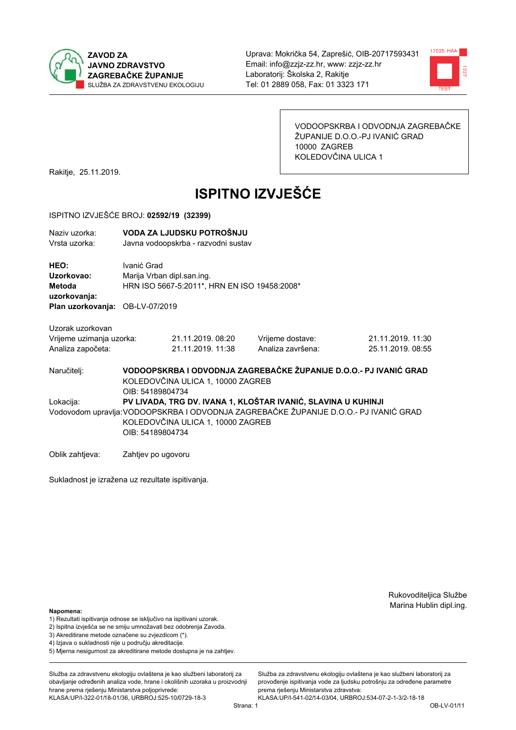ZAVOD ZA JAVNO ZDRAVSTVO ZAGREBAČKE ŽUPANIJE
SLUŽBA ZA ZDRAVSTVENU EKOLOGIJU

Uprava: Mokrička 54, Zaprešić, OIB-20717593431
Email: info@zzjz-zz.hr, www: zzjz-zz.hr
Laboratorij: Školska 2, Rakitje
Tel: 01 2889 058, Fax: 01 3323 171

VODOOPSKRBA I ODVODNJA ZAGREBAČKE ŽUPANIJE D.O.O.-PJ IVANIĆ GRAD
10000 ZAGREB
KOLEDOVČINA ULICA 1

Rakitje, 25.11.2019.

# ISPITNO IZVJEŠĆE

ISPITNO IZVJEŠĆE BROJ: **02592/19 (32399)**

Naziv uzorka: **VODA ZA LJUDSKU POTROŠNJU**
Vrsta uzorka: Javna vodoopskrba - razvodni sustav

**HEO:** Ivanić Grad
**Uzorkovao:** Marija Vrban dipl.san.ing.
**Metoda uzorkovanja:** HRN ISO 5667-5:2011*, HRN EN ISO 19458:2008*
**Plan uzorkovanja:** OB-LV-07/2019

Uzorak uzorkovan

| | | | |
|---|---|---|---|
| Vrijeme uzimanja uzorka: | 21.11.2019. 08:20 | Vrijeme dostave: | 21.11.2019. 11:30 |
| Analiza započeta: | 21.11.2019. 11:38 | Analiza završena: | 25.11.2019. 08:55 |

Naručitelj: **VODOOPSKRBA I ODVODNJA ZAGREBAČKE ŽUPANIJE D.O.O.- PJ IVANIĆ GRAD**
KOLEDOVČINA ULICA 1, 10000 ZAGREB
OIB: 54189804734

Lokacija: **PV LIVADA, TRG DV. IVANA 1, KLOŠTAR IVANIĆ, SLAVINA U KUHINJI**

Vodovodom upravlja: VODOOPSKRBA I ODVODNJA ZAGREBAČKE ŽUPANIJE D.O.O.- PJ IVANIĆ GRAD
KOLEDOVČINA ULICA 1, 10000 ZAGREB
OIB: 54189804734

Oblik zahtjeva: Zahtjev po ugovoru

Sukladnost je izražena uz rezultate ispitivanja.

Rukovoditeljica Službe
Marina Hublin dipl.ing.

**Napomena:**
1) Rezultati ispitivanja odnose se isključivo na ispitivani uzorak.
2) Ispitna izvješća se ne smiju umnožavati bez odobrenja Zavoda.
3) Akreditirane metode označene su zvjezdicom (*).
4) Izjava o sukladnosti nije u području akreditacije.
5) Mjerna nesigurnost za akreditirane metode dostupna je na zahtjev.

Služba za zdravstvenu ekologiju ovlaštena je kao službeni laboratorij za obavljanje određenih analiza vode, hrane i okolišnih uzoraka u proizvodnji hrane prema rješenju Ministarstva poljoprivrede: KLASA:UP/I-322-01/18-01/36, URBROJ:525-10/0729-18-3

Služba za zdravstvenu ekologiju ovlaštena je kao službeni laboratorij za provođenje ispitivanja vode za ljudsku potrošnju za određene parametre prema rješenju Ministarstva zdravstva: KLASA:UP/I-541-02/14-03/04, URBROJ:534-07-2-1-3/2-18-18

OB-LV-01/11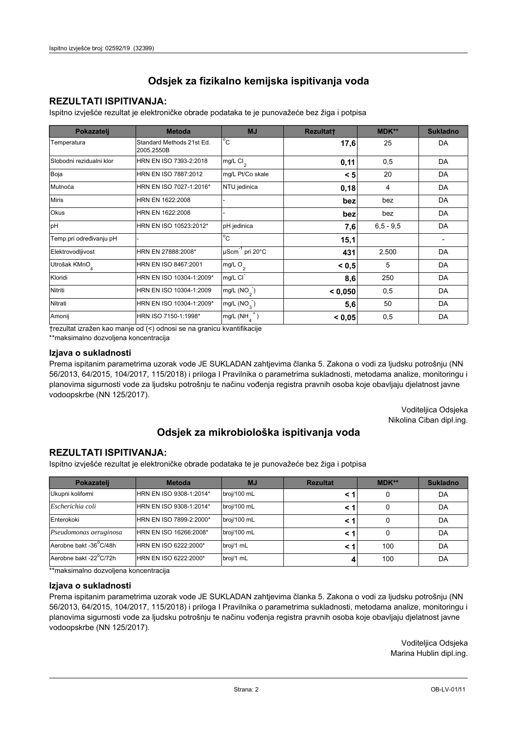# Odsjek za fizikalno kemijska ispitivanja voda

## REZULTATI ISPITIVANJA:

Ispitno izvješće rezultat je elektroničke obrade podataka te je punovažeće bez žiga i potpisa

| Pokazatelj | Metoda | MJ | Rezultat† | MDK** | Sukladno |
|---|---|---|---|---|---|
| Temperatura | Standard Methods 21st Ed. 2005.2550B | °C | **17,6** | 25 | DA |
| Slobodni rezidualni klor | HRN EN ISO 7393-2:2018 | mg/L $Cl_2$ | **0,11** | 0,5 | DA |
| Boja | HRN EN ISO 7887:2012 | mg/L Pt/Co skale | **< 5** | 20 | DA |
| Mutnoća | HRN EN ISO 7027-1:2016* | NTU jedinica | **0,18** | 4 | DA |
| Miris | HRN EN 1622:2008 | - | **bez** | bez | DA |
| Okus | HRN EN 1622:2008 | - | **bez** | bez | DA |
| pH | HRN EN ISO 10523:2012* | pH jedinica | **7,6** | 6,5 - 9,5 | DA |
| Temp.pri određivanju pH | - | °C | **15,1** | | - |
| Elektrovodljivost | HRN EN 27888:2008* | $\mu Scm^{-1}$ pri 20°C | **431** | 2.500 | DA |
| Utrošak $KMnO_4$ | HRN EN ISO 8467:2001 | mg/L $O_2$ | **< 0,5** | 5 | DA |
| Kloridi | HRN EN ISO 10304-1:2009* | mg/L $Cl^-$ | **8,6** | 250 | DA |
| Nitriti | HRN EN ISO 10304-1:2009 | mg/L ($NO_2^-$) | **< 0,050** | 0,5 | DA |
| Nitrati | HRN EN ISO 10304-1:2009* | mg/L ($NO_3^-$) | **5,6** | 50 | DA |
| Amonij | HRN ISO 7150-1:1998* | mg/L ($NH_4^+$) | **< 0,05** | 0,5 | DA |

†rezultat izražen kao manje od (<) odnosi se na granicu kvantifikacije

**maksimalno dozvoljena koncentracija

### Izjava o sukladnosti

Prema ispitanim parametrima uzorak vode JE SUKLADAN zahtjevima članka 5. Zakona o vodi za ljudsku potrošnju (NN 56/2013, 64/2015, 104/2017, 115/2018) i priloga I Pravilnika o parametrima sukladnosti, metodama analize, monitoringu i planovima sigurnosti vode za ljudsku potrošnju te načinu vođenja registra pravnih osoba koje obavljaju djelatnost javne vodoopskrbe (NN 125/2017).

Voditeljica Odsjeka
Nikolina Ciban dipl.ing.

# Odsjek za mikrobiološka ispitivanja voda

## REZULTATI ISPITIVANJA:

Ispitno izvješće rezultat je elektroničke obrade podataka te je punovažeće bez žiga i potpisa

| Pokazatelj | Metoda | MJ | Rezultat | MDK** | Sukladno |
|---|---|---|---|---|---|
| Ukupni koliformi | HRN EN ISO 9308-1:2014* | broj/100 mL | **< 1** | 0 | DA |
| *Escherichia coli* | HRN EN ISO 9308-1:2014* | broj/100 mL | **< 1** | 0 | DA |
| Enterokoki | HRN EN ISO 7899-2:2000* | broj/100 mL | **< 1** | 0 | DA |
| *Pseudomonas aeruginosa* | HRN EN ISO 16266:2008* | broj/100 mL | **< 1** | 0 | DA |
| Aerobne bakt -36°C/48h | HRN EN ISO 6222:2000* | broj/1 mL | **< 1** | 100 | DA |
| Aerobne bakt -22°C/72h | HRN EN ISO 6222:2000* | broj/1 mL | **4** | 100 | DA |

**maksimalno dozvoljena koncentracija

### Izjava o sukladnosti

Prema ispitanim parametrima uzorak vode JE SUKLADAN zahtjevima članka 5. Zakona o vodi za ljudsku potrošnju (NN 56/2013, 64/2015, 104/2017, 115/2018) i priloga I Pravilnika o parametrima sukladnosti, metodama analize, monitoringu i planovima sigurnosti vode za ljudsku potrošnju te načinu vođenja registra pravnih osoba koje obavljaju djelatnost javne vodoopskrbe (NN 125/2017).

Voditeljica Odsjeka
Marina Hublin dipl.ing.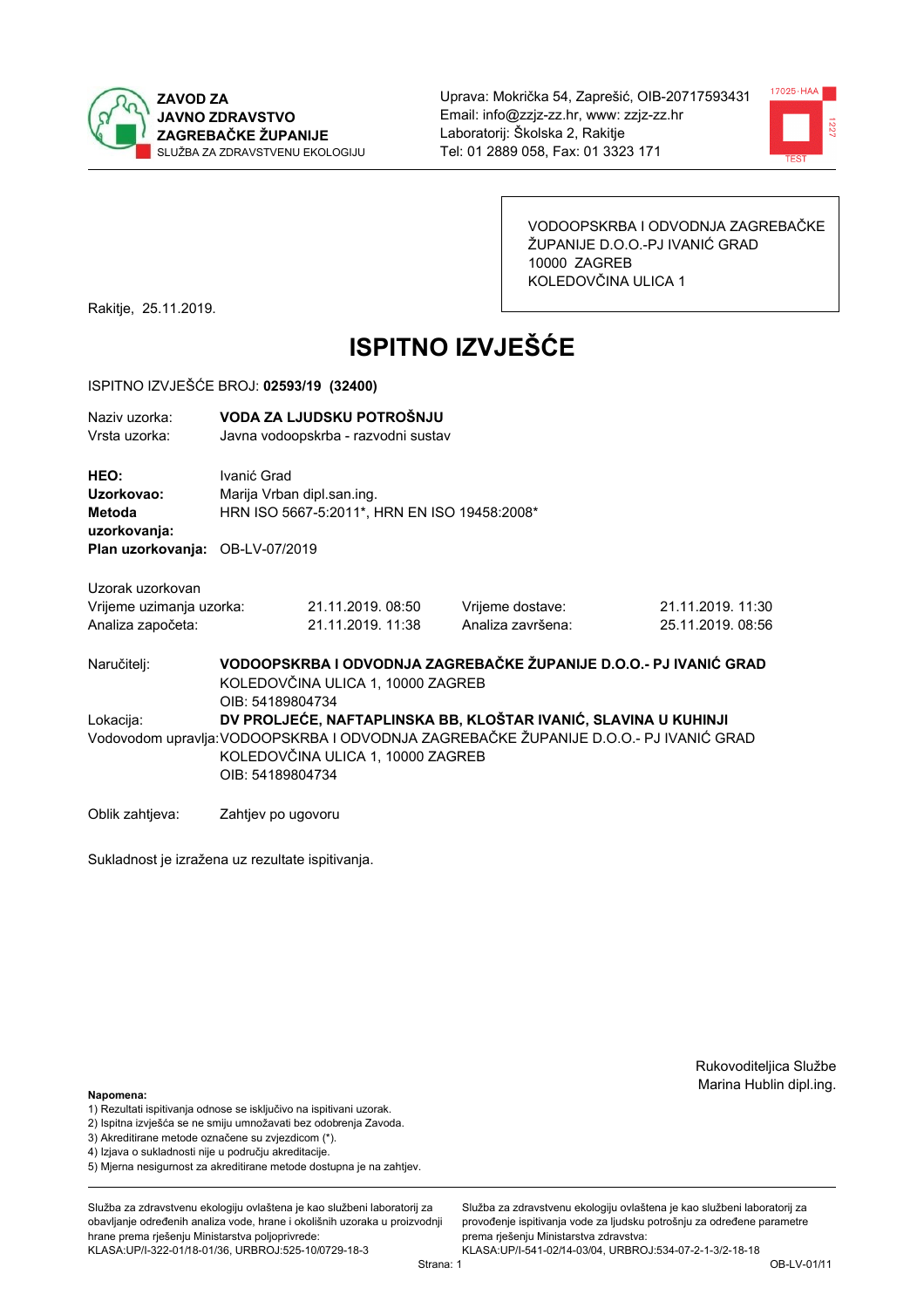**ZAVOD ZA JAVNO ZDRAVSTVO ZAGREBAČKE ŽUPANIJE**
SLUŽBA ZA ZDRAVSTVENU EKOLOGIJU

Uprava: Mokrička 54, Zaprešić, OIB-20717593431
Email: info@zzjz-zz.hr, www: zzjz-zz.hr
Laboratorij: Školska 2, Rakitje
Tel: 01 2889 058, Fax: 01 3323 171

VODOOPSKRBA I ODVODNJA ZAGREBAČKE ŽUPANIJE D.O.O.-PJ IVANIĆ GRAD
10000 ZAGREB
KOLEDOVČINA ULICA 1

Rakitje, 25.11.2019.

# ISPITNO IZVJEŠĆE

ISPITNO IZVJEŠĆE BROJ: **02593/19 (32400)**

Naziv uzorka: **VODA ZA LJUDSKU POTROŠNJU**
Vrsta uzorka: Javna vodoopskrba - razvodni sustav

**HEO:** Ivanić Grad
**Uzorkovao:** Marija Vrban dipl.san.ing.
**Metoda uzorkovanja:** HRN ISO 5667-5:2011*, HRN EN ISO 19458:2008*
**Plan uzorkovanja:** OB-LV-07/2019

Uzorak uzorkovan

| | | | |
|---|---|---|---|
| Vrijeme uzimanja uzorka: | 21.11.2019. 08:50 | Vrijeme dostave: | 21.11.2019. 11:30 |
| Analiza započeta: | 21.11.2019. 11:38 | Analiza završena: | 25.11.2019. 08:56 |

Naručitelj: **VODOOPSKRBA I ODVODNJA ZAGREBAČKE ŽUPANIJE D.O.O.- PJ IVANIĆ GRAD**
KOLEDOVČINA ULICA 1, 10000 ZAGREB
OIB: 54189804734

Lokacija: **DV PROLJEĆE, NAFTAPLINSKA BB, KLOŠTAR IVANIĆ, SLAVINA U KUHINJI**

Vodovodom upravlja: VODOOPSKRBA I ODVODNJA ZAGREBAČKE ŽUPANIJE D.O.O.- PJ IVANIĆ GRAD
KOLEDOVČINA ULICA 1, 10000 ZAGREB
OIB: 54189804734

Oblik zahtjeva: Zahtjev po ugovoru

Sukladnost je izražena uz rezultate ispitivanja.

Rukovoditeljica Službe
Marina Hublin dipl.ing.

**Napomena:**
1) Rezultati ispitivanja odnose se isključivo na ispitivani uzorak.
2) Ispitna izvješća se ne smiju umnožavati bez odobrenja Zavoda.
3) Akreditirane metode označene su zvjezdicom (*).
4) Izjava o sukladnosti nije u području akreditacije.
5) Mjerna nesigurnost za akreditirane metode dostupna je na zahtjev.

Služba za zdravstvenu ekologiju ovlaštena je kao službeni laboratorij za obavljanje određenih analiza vode, hrane i okolišnih uzoraka u proizvodnji hrane prema rješenju Ministarstva poljoprivrede: KLASA:UP/I-322-01/18-01/36, URBROJ:525-10/0729-18-3

Služba za zdravstvenu ekologiju ovlaštena je kao službeni laboratorij za provođenje ispitivanja vode za ljudsku potrošnju za određene parametre prema rješenju Ministarstva zdravstva: KLASA:UP/I-541-02/14-03/04, URBROJ:534-07-2-1-3/2-18-18

OB-LV-01/11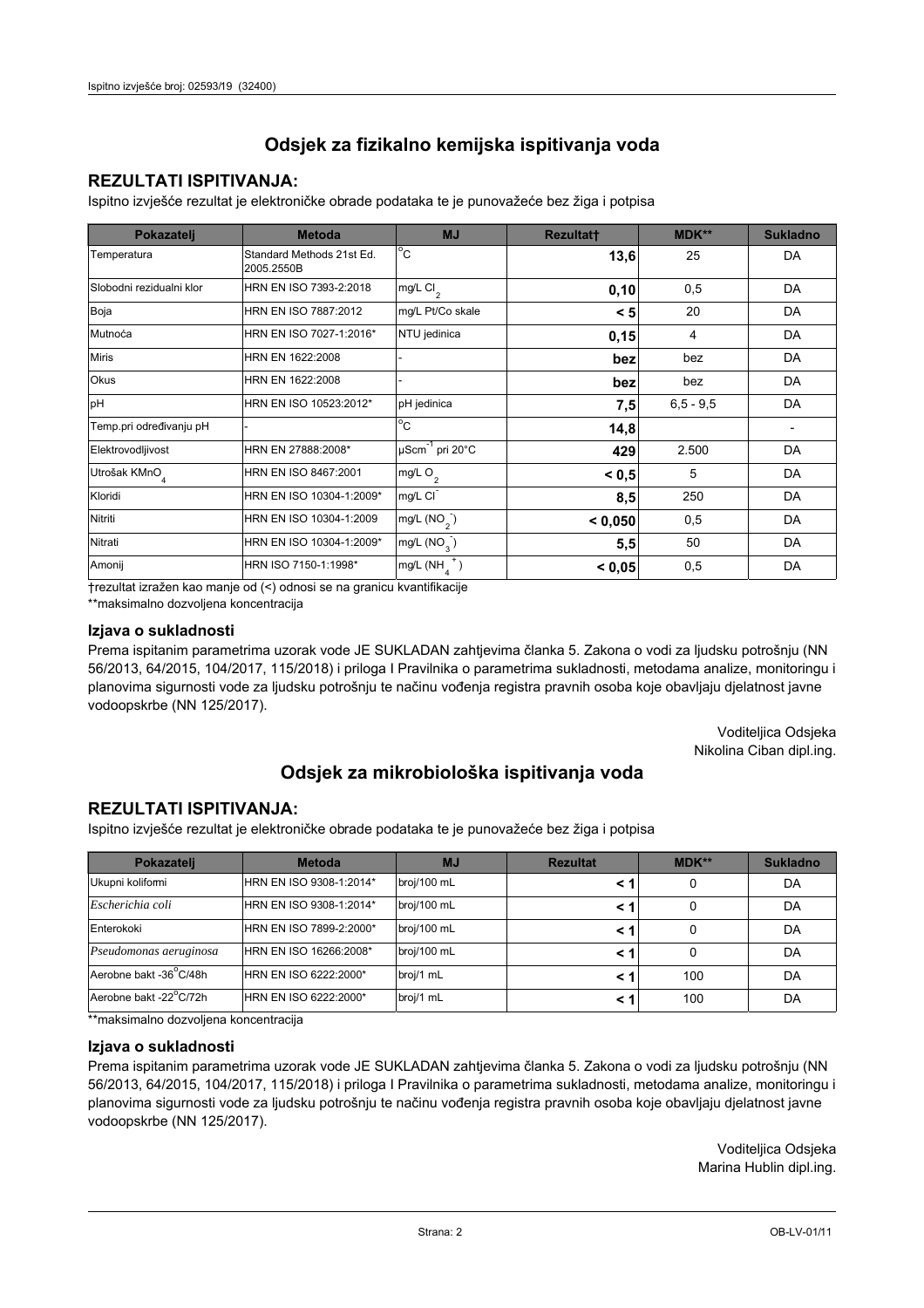# Odsjek za fizikalno kemijska ispitivanja voda

## REZULTATI ISPITIVANJA:

Ispitno izvješće rezultat je elektroničke obrade podataka te je punovažeće bez žiga i potpisa

| Pokazatelj | Metoda | MJ | Rezultat† | MDK** | Sukladno |
|---|---|---|---|---|---|
| Temperatura | Standard Methods 21st Ed. 2005.2550B | °C | **13,6** | 25 | DA |
| Slobodni rezidualni klor | HRN EN ISO 7393-2:2018 | mg/L $Cl_2$ | **0,10** | 0,5 | DA |
| Boja | HRN EN ISO 7887:2012 | mg/L Pt/Co skale | **< 5** | 20 | DA |
| Mutnoća | HRN EN ISO 7027-1:2016* | NTU jedinica | **0,15** | 4 | DA |
| Miris | HRN EN 1622:2008 | - | **bez** | bez | DA |
| Okus | HRN EN 1622:2008 | - | **bez** | bez | DA |
| pH | HRN EN ISO 10523:2012* | pH jedinica | **7,5** | 6,5 - 9,5 | DA |
| Temp.pri određivanju pH | - | °C | **14,8** | | - |
| Elektrovodljivost | HRN EN 27888:2008* | $\mu Scm^{-1}$ pri 20°C | **429** | 2.500 | DA |
| Utrošak $KMnO_4$ | HRN EN ISO 8467:2001 | mg/L $O_2$ | **< 0,5** | 5 | DA |
| Kloridi | HRN EN ISO 10304-1:2009* | mg/L $Cl^-$ | **8,5** | 250 | DA |
| Nitriti | HRN EN ISO 10304-1:2009 | mg/L ($NO_2^-$) | **< 0,050** | 0,5 | DA |
| Nitrati | HRN EN ISO 10304-1:2009* | mg/L ($NO_3^-$) | **5,5** | 50 | DA |
| Amonij | HRN ISO 7150-1:1998* | mg/L ($NH_4^+$) | **< 0,05** | 0,5 | DA |

†rezultat izražen kao manje od (<) odnosi se na granicu kvantifikacije

**maksimalno dozvoljena koncentracija

### Izjava o sukladnosti

Prema ispitanim parametrima uzorak vode JE SUKLADAN zahtjevima članka 5. Zakona o vodi za ljudsku potrošnju (NN 56/2013, 64/2015, 104/2017, 115/2018) i priloga I Pravilnika o parametrima sukladnosti, metodama analize, monitoringu i planovima sigurnosti vode za ljudsku potrošnju te načinu vođenja registra pravnih osoba koje obavljaju djelatnost javne vodoopskrbe (NN 125/2017).

Voditeljica Odsjeka
Nikolina Ciban dipl.ing.

# Odsjek za mikrobiološka ispitivanja voda

## REZULTATI ISPITIVANJA:

Ispitno izvješće rezultat je elektroničke obrade podataka te je punovažeće bez žiga i potpisa

| Pokazatelj | Metoda | MJ | Rezultat | MDK** | Sukladno |
|---|---|---|---|---|---|
| Ukupni koliformi | HRN EN ISO 9308-1:2014* | broj/100 mL | **< 1** | 0 | DA |
| *Escherichia coli* | HRN EN ISO 9308-1:2014* | broj/100 mL | **< 1** | 0 | DA |
| Enterokoki | HRN EN ISO 7899-2:2000* | broj/100 mL | **< 1** | 0 | DA |
| *Pseudomonas aeruginosa* | HRN EN ISO 16266:2008* | broj/100 mL | **< 1** | 0 | DA |
| Aerobne bakt -36°C/48h | HRN EN ISO 6222:2000* | broj/1 mL | **< 1** | 100 | DA |
| Aerobne bakt -22°C/72h | HRN EN ISO 6222:2000* | broj/1 mL | **< 1** | 100 | DA |

**maksimalno dozvoljena koncentracija

### Izjava o sukladnosti

Prema ispitanim parametrima uzorak vode JE SUKLADAN zahtjevima članka 5. Zakona o vodi za ljudsku potrošnju (NN 56/2013, 64/2015, 104/2017, 115/2018) i priloga I Pravilnika o parametrima sukladnosti, metodama analize, monitoringu i planovima sigurnosti vode za ljudsku potrošnju te načinu vođenja registra pravnih osoba koje obavljaju djelatnost javne vodoopskrbe (NN 125/2017).

Voditeljica Odsjeka
Marina Hublin dipl.ing.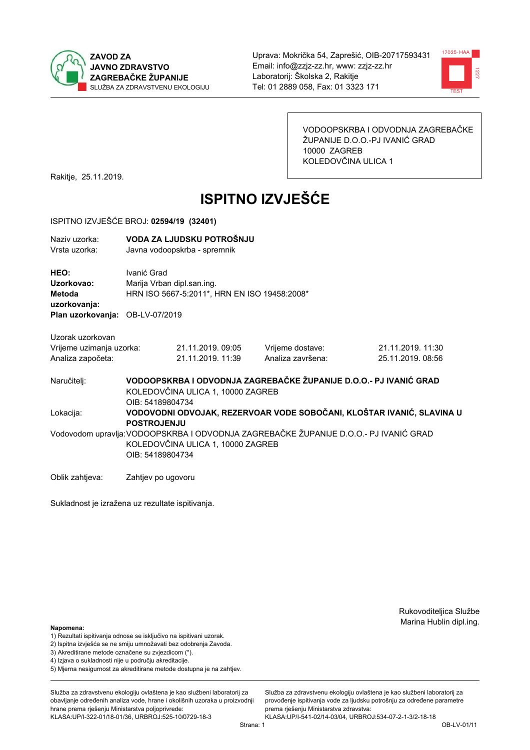**ZAVOD ZA JAVNO ZDRAVSTVO ZAGREBAČKE ŽUPANIJE**
SLUŽBA ZA ZDRAVSTVENU EKOLOGIJU

Uprava: Mokrička 54, Zaprešić, OIB-20717593431
Email: info@zzjz-zz.hr, www: zzjz-zz.hr
Laboratorij: Školska 2, Rakitje
Tel: 01 2889 058, Fax: 01 3323 171

VODOOPSKRBA I ODVODNJA ZAGREBAČKE ŽUPANIJE D.O.O.-PJ IVANIĆ GRAD
10000 ZAGREB
KOLEDOVČINA ULICA 1

Rakitje, 25.11.2019.

# ISPITNO IZVJEŠĆE

ISPITNO IZVJEŠĆE BROJ: **02594/19 (32401)**

| | |
|---|---|
| Naziv uzorka: | **VODA ZA LJUDSKU POTROŠNJU** |
| Vrsta uzorka: | Javna vodoopskrba - spremnik |

| | |
|---|---|
| **HEO:** | Ivanić Grad |
| **Uzorkovao:** | Marija Vrban dipl.san.ing. |
| **Metoda uzorkovanja:** | HRN ISO 5667-5:2011*, HRN EN ISO 19458:2008* |
| **Plan uzorkovanja:** | OB-LV-07/2019 |

Uzorak uzorkovan

| | | | |
|---|---|---|---|
| Vrijeme uzimanja uzorka: | 21.11.2019. 09:05 | Vrijeme dostave: | 21.11.2019. 11:30 |
| Analiza započeta: | 21.11.2019. 11:39 | Analiza završena: | 25.11.2019. 08:56 |

| | |
|---|---|
| Naručitelj: | **VODOOPSKRBA I ODVODNJA ZAGREBAČKE ŽUPANIJE D.O.O.- PJ IVANIĆ GRAD** KOLEDOVČINA ULICA 1, 10000 ZAGREB OIB: 54189804734 |
| Lokacija: | **VODOVODNI ODVOJAK, REZERVOAR VODE SOBOČANI, KLOŠTAR IVANIĆ, SLAVINA U POSTROJENJU** |
| Vodovodom upravlja: | VODOOPSKRBA I ODVODNJA ZAGREBAČKE ŽUPANIJE D.O.O.- PJ IVANIĆ GRAD KOLEDOVČINA ULICA 1, 10000 ZAGREB OIB: 54189804734 |

Oblik zahtjeva: Zahtjev po ugovoru

Sukladnost je izražena uz rezultate ispitivanja.

Rukovoditeljica Službe
Marina Hublin dipl.ing.

**Napomena:**
1) Rezultati ispitivanja odnose se isključivo na ispitivani uzorak.
2) Ispitna izvješća se ne smiju umnožavati bez odobrenja Zavoda.
3) Akreditirane metode označene su zvjezdicom (*).
4) Izjava o sukladnosti nije u području akreditacije.
5) Mjerna nesigurnost za akreditirane metode dostupna je na zahtjev.

Služba za zdravstvenu ekologiju ovlaštena je kao službeni laboratorij za obavljanje određenih analiza vode, hrane i okolišnih uzoraka u proizvodnji hrane prema rješenju Ministarstva poljoprivrede: KLASA:UP/I-322-01/18-01/36, URBROJ:525-10/0729-18-3

Služba za zdravstvenu ekologiju ovlaštena je kao službeni laboratorij za provođenje ispitivanja vode za ljudsku potrošnju za određene parametre prema rješenju Ministarstva zdravstva: KLASA:UP/I-541-02/14-03/04, URBROJ:534-07-2-1-3/2-18-18

OB-LV-01/11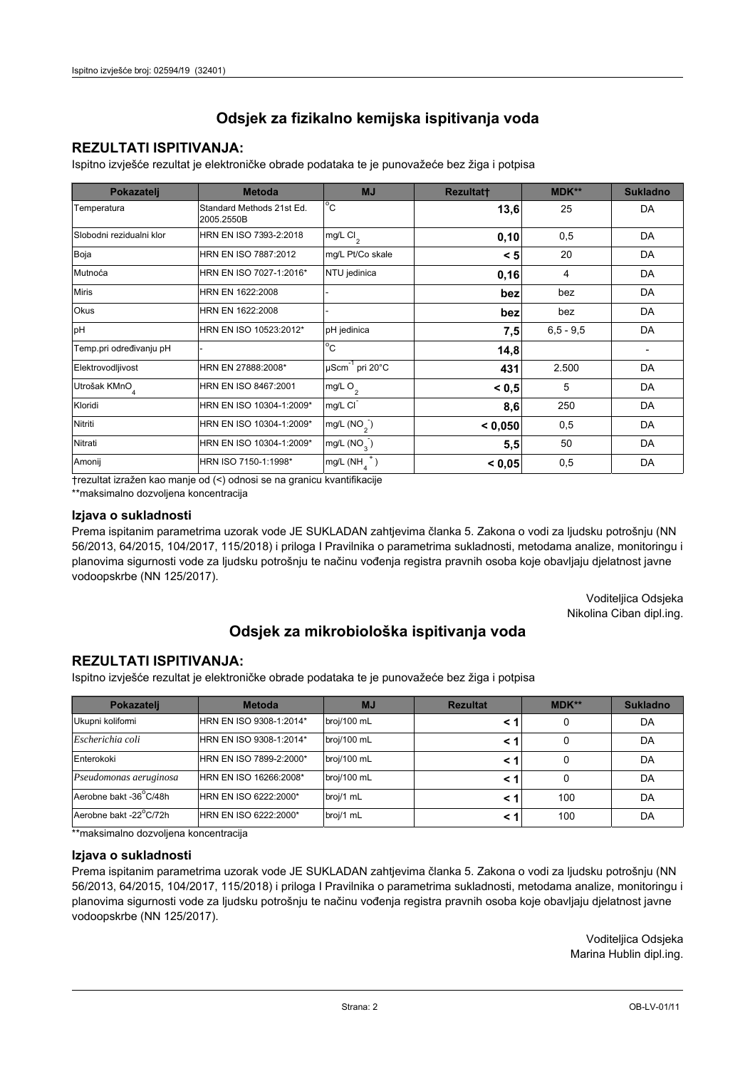# Odsjek za fizikalno kemijska ispitivanja voda

## REZULTATI ISPITIVANJA:

Ispitno izvješće rezultat je elektroničke obrade podataka te je punovažeće bez žiga i potpisa

| Pokazatelj | Metoda | MJ | Rezultat† | MDK** | Sukladno |
|---|---|---|---|---|---|
| Temperatura | Standard Methods 21st Ed. 2005.2550B | °C | **13,6** | 25 | DA |
| Slobodni rezidualni klor | HRN EN ISO 7393-2:2018 | mg/L $Cl_2$ | **0,10** | 0,5 | DA |
| Boja | HRN EN ISO 7887:2012 | mg/L Pt/Co skale | **< 5** | 20 | DA |
| Mutnoća | HRN EN ISO 7027-1:2016* | NTU jedinica | **0,16** | 4 | DA |
| Miris | HRN EN 1622:2008 | - | **bez** | bez | DA |
| Okus | HRN EN 1622:2008 | - | **bez** | bez | DA |
| pH | HRN EN ISO 10523:2012* | pH jedinica | **7,5** | 6,5 - 9,5 | DA |
| Temp.pri određivanju pH | - | °C | **14,8** | | - |
| Elektrovodljivost | HRN EN 27888:2008* | $\mu Scm^{-1}$ pri 20°C | **431** | 2.500 | DA |
| Utrošak $KMnO_4$ | HRN EN ISO 8467:2001 | mg/L $O_2$ | **< 0,5** | 5 | DA |
| Kloridi | HRN EN ISO 10304-1:2009* | mg/L $Cl^-$ | **8,6** | 250 | DA |
| Nitriti | HRN EN ISO 10304-1:2009* | mg/L ($NO_2^-$) | **< 0,050** | 0,5 | DA |
| Nitrati | HRN EN ISO 10304-1:2009* | mg/L ($NO_3^-$) | **5,5** | 50 | DA |
| Amonij | HRN ISO 7150-1:1998* | mg/L ($NH_4^+$) | **< 0,05** | 0,5 | DA |

†rezultat izražen kao manje od (<) odnosi se na granicu kvantifikacije

**maksimalno dozvoljena koncentracija

### Izjava o sukladnosti

Prema ispitanim parametrima uzorak vode JE SUKLADAN zahtjevima članka 5. Zakona o vodi za ljudsku potrošnju (NN 56/2013, 64/2015, 104/2017, 115/2018) i priloga I Pravilnika o parametrima sukladnosti, metodama analize, monitoringu i planovima sigurnosti vode za ljudsku potrošnju te načinu vođenja registra pravnih osoba koje obavljaju djelatnost javne vodoopskrbe (NN 125/2017).

Voditeljica Odsjeka
Nikolina Ciban dipl.ing.

# Odsjek za mikrobiološka ispitivanja voda

## REZULTATI ISPITIVANJA:

Ispitno izvješće rezultat je elektroničke obrade podataka te je punovažeće bez žiga i potpisa

| Pokazatelj | Metoda | MJ | Rezultat | MDK** | Sukladno |
|---|---|---|---|---|---|
| Ukupni koliformi | HRN EN ISO 9308-1:2014* | broj/100 mL | **< 1** | 0 | DA |
| *Escherichia coli* | HRN EN ISO 9308-1:2014* | broj/100 mL | **< 1** | 0 | DA |
| Enterokoki | HRN EN ISO 7899-2:2000* | broj/100 mL | **< 1** | 0 | DA |
| *Pseudomonas aeruginosa* | HRN EN ISO 16266:2008* | broj/100 mL | **< 1** | 0 | DA |
| Aerobne bakt -36°C/48h | HRN EN ISO 6222:2000* | broj/1 mL | **< 1** | 100 | DA |
| Aerobne bakt -22°C/72h | HRN EN ISO 6222:2000* | broj/1 mL | **< 1** | 100 | DA |

**maksimalno dozvoljena koncentracija

### Izjava o sukladnosti

Prema ispitanim parametrima uzorak vode JE SUKLADAN zahtjevima članka 5. Zakona o vodi za ljudsku potrošnju (NN 56/2013, 64/2015, 104/2017, 115/2018) i priloga I Pravilnika o parametrima sukladnosti, metodama analize, monitoringu i planovima sigurnosti vode za ljudsku potrošnju te načinu vođenja registra pravnih osoba koje obavljaju djelatnost javne vodoopskrbe (NN 125/2017).

Voditeljica Odsjeka
Marina Hublin dipl.ing.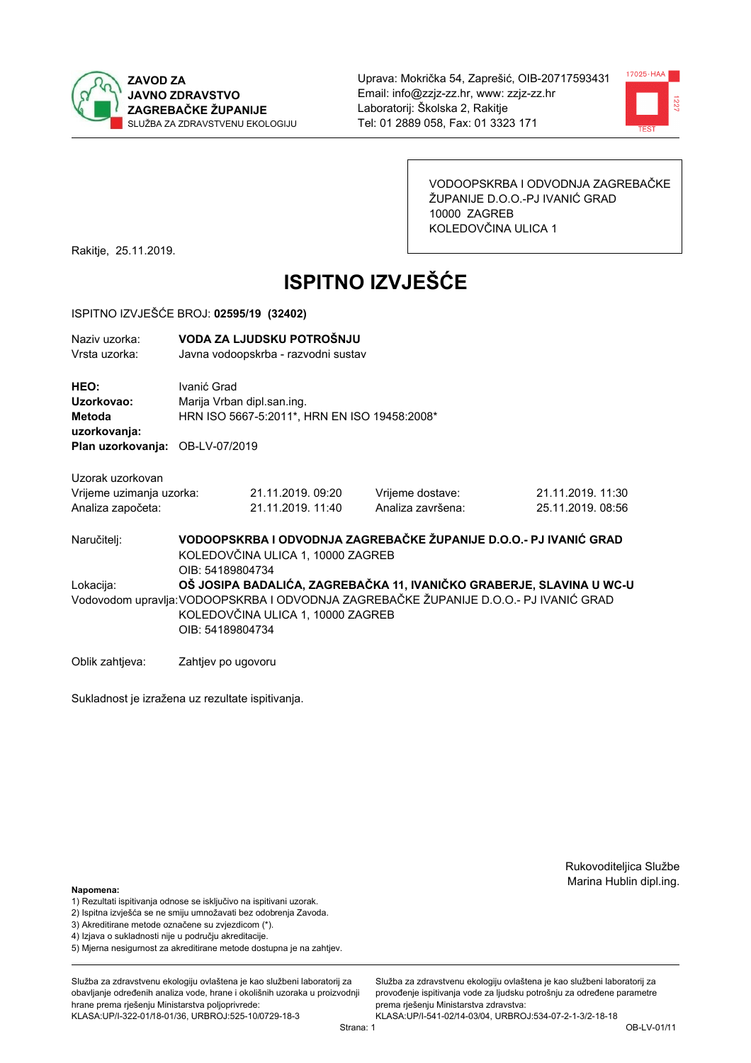**ZAVOD ZA JAVNO ZDRAVSTVO ZAGREBAČKE ŽUPANIJE**
SLUŽBA ZA ZDRAVSTVENU EKOLOGIJU

Uprava: Mokrička 54, Zaprešić, OIB-20717593431
Email: info@zzjz-zz.hr, www: zzjz-zz.hr
Laboratorij: Školska 2, Rakitje
Tel: 01 2889 058, Fax: 01 3323 171

VODOOPSKRBA I ODVODNJA ZAGREBAČKE ŽUPANIJE D.O.O.-PJ IVANIĆ GRAD
10000 ZAGREB
KOLEDOVČINA ULICA 1

Rakitje, 25.11.2019.

# ISPITNO IZVJEŠĆE

ISPITNO IZVJEŠĆE BROJ: **02595/19 (32402)**

| | |
|---|---|
| Naziv uzorka: | **VODA ZA LJUDSKU POTROŠNJU** |
| Vrsta uzorka: | Javna vodoopskrba - razvodni sustav |

| | |
|---|---|
| **HEO:** | Ivanić Grad |
| **Uzorkovao:** | Marija Vrban dipl.san.ing. |
| **Metoda uzorkovanja:** | HRN ISO 5667-5:2011*, HRN EN ISO 19458:2008* |
| **Plan uzorkovanja:** | OB-LV-07/2019 |

Uzorak uzorkovan

| | | | |
|---|---|---|---|
| Vrijeme uzimanja uzorka: | 21.11.2019. 09:20 | Vrijeme dostave: | 21.11.2019. 11:30 |
| Analiza započeta: | 21.11.2019. 11:40 | Analiza završena: | 25.11.2019. 08:56 |

Naručitelj: **VODOOPSKRBA I ODVODNJA ZAGREBAČKE ŽUPANIJE D.O.O.- PJ IVANIĆ GRAD**
KOLEDOVČINA ULICA 1, 10000 ZAGREB
OIB: 54189804734

Lokacija: **OŠ JOSIPA BADALIĆA, ZAGREBAČKA 11, IVANIČKO GRABERJE, SLAVINA U WC-U**

Vodovodom upravlja: VODOOPSKRBA I ODVODNJA ZAGREBAČKE ŽUPANIJE D.O.O.- PJ IVANIĆ GRAD
KOLEDOVČINA ULICA 1, 10000 ZAGREB
OIB: 54189804734

Oblik zahtjeva: Zahtjev po ugovoru

Sukladnost je izražena uz rezultate ispitivanja.

Rukovoditeljica Službe
Marina Hublin dipl.ing.

**Napomena:**
1) Rezultati ispitivanja odnose se isključivo na ispitivani uzorak.
2) Ispitna izvješća se ne smiju umnožavati bez odobrenja Zavoda.
3) Akreditirane metode označene su zvjezdicom (*).
4) Izjava o sukladnosti nije u području akreditacije.
5) Mjerna nesigurnost za akreditirane metode dostupna je na zahtjev.

Služba za zdravstvenu ekologiju ovlaštena je kao službeni laboratorij za obavljanje određenih analiza vode, hrane i okolišnih uzoraka u proizvodnji hrane prema rješenju Ministarstva poljoprivrede: KLASA:UP/I-322-01/18-01/36, URBROJ:525-10/0729-18-3

Služba za zdravstvenu ekologiju ovlaštena je kao službeni laboratorij za provođenje ispitivanja vode za ljudsku potrošnju za određene parametre prema rješenju Ministarstva zdravstva: KLASA:UP/I-541-02/14-03/04, URBROJ:534-07-2-1-3/2-18-18

OB-LV-01/11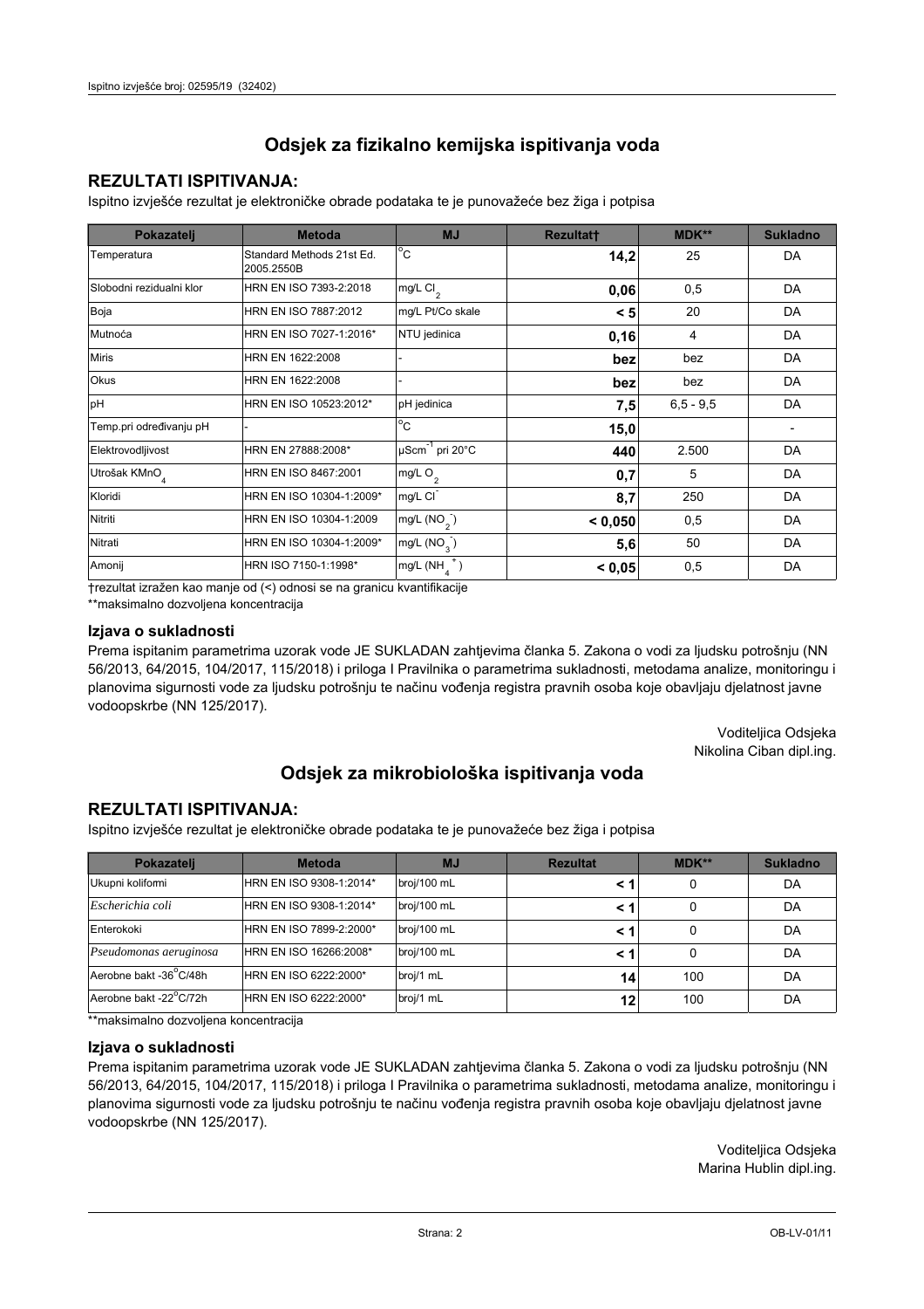# Odsjek za fizikalno kemijska ispitivanja voda

## REZULTATI ISPITIVANJA:

Ispitno izvješće rezultat je elektroničke obrade podataka te je punovažeće bez žiga i potpisa

| Pokazatelj | Metoda | MJ | Rezultat† | MDK** | Sukladno |
|---|---|---|---|---|---|
| Temperatura | Standard Methods 21st Ed. 2005.2550B | °C | **14,2** | 25 | DA |
| Slobodni rezidualni klor | HRN EN ISO 7393-2:2018 | mg/L $Cl_2$ | **0,06** | 0,5 | DA |
| Boja | HRN EN ISO 7887:2012 | mg/L Pt/Co skale | **< 5** | 20 | DA |
| Mutnoća | HRN EN ISO 7027-1:2016* | NTU jedinica | **0,16** | 4 | DA |
| Miris | HRN EN 1622:2008 | - | **bez** | bez | DA |
| Okus | HRN EN 1622:2008 | - | **bez** | bez | DA |
| pH | HRN EN ISO 10523:2012* | pH jedinica | **7,5** | 6,5 - 9,5 | DA |
| Temp.pri određivanju pH | - | °C | **15,0** | | - |
| Elektrovodljivost | HRN EN 27888:2008* | $\mu Scm^{-1}$ pri 20°C | **440** | 2.500 | DA |
| Utrošak $KMnO_4$ | HRN EN ISO 8467:2001 | mg/L $O_2$ | **0,7** | 5 | DA |
| Kloridi | HRN EN ISO 10304-1:2009* | mg/L $Cl^-$ | **8,7** | 250 | DA |
| Nitriti | HRN EN ISO 10304-1:2009 | mg/L ($NO_2^-$) | **< 0,050** | 0,5 | DA |
| Nitrati | HRN EN ISO 10304-1:2009* | mg/L ($NO_3^-$) | **5,6** | 50 | DA |
| Amonij | HRN ISO 7150-1:1998* | mg/L ($NH_4^+$) | **< 0,05** | 0,5 | DA |

†rezultat izražen kao manje od (<) odnosi se na granicu kvantifikacije

**maksimalno dozvoljena koncentracija

### Izjava o sukladnosti

Prema ispitanim parametrima uzorak vode JE SUKLADAN zahtjevima članka 5. Zakona o vodi za ljudsku potrošnju (NN 56/2013, 64/2015, 104/2017, 115/2018) i priloga I Pravilnika o parametrima sukladnosti, metodama analize, monitoringu i planovima sigurnosti vode za ljudsku potrošnju te načinu vođenja registra pravnih osoba koje obavljaju djelatnost javne vodoopskrbe (NN 125/2017).

Voditeljica Odsjeka
Nikolina Ciban dipl.ing.

# Odsjek za mikrobiološka ispitivanja voda

## REZULTATI ISPITIVANJA:

Ispitno izvješće rezultat je elektroničke obrade podataka te je punovažeće bez žiga i potpisa

| Pokazatelj | Metoda | MJ | Rezultat | MDK** | Sukladno |
|---|---|---|---|---|---|
| Ukupni koliformi | HRN EN ISO 9308-1:2014* | broj/100 mL | **< 1** | 0 | DA |
| *Escherichia coli* | HRN EN ISO 9308-1:2014* | broj/100 mL | **< 1** | 0 | DA |
| Enterokoki | HRN EN ISO 7899-2:2000* | broj/100 mL | **< 1** | 0 | DA |
| *Pseudomonas aeruginosa* | HRN EN ISO 16266:2008* | broj/100 mL | **< 1** | 0 | DA |
| Aerobne bakt -36°C/48h | HRN EN ISO 6222:2000* | broj/1 mL | **14** | 100 | DA |
| Aerobne bakt -22°C/72h | HRN EN ISO 6222:2000* | broj/1 mL | **12** | 100 | DA |

**maksimalno dozvoljena koncentracija

### Izjava o sukladnosti

Prema ispitanim parametrima uzorak vode JE SUKLADAN zahtjevima članka 5. Zakona o vodi za ljudsku potrošnju (NN 56/2013, 64/2015, 104/2017, 115/2018) i priloga I Pravilnika o parametrima sukladnosti, metodama analize, monitoringu i planovima sigurnosti vode za ljudsku potrošnju te načinu vođenja registra pravnih osoba koje obavljaju djelatnost javne vodoopskrbe (NN 125/2017).

Voditeljica Odsjeka
Marina Hublin dipl.ing.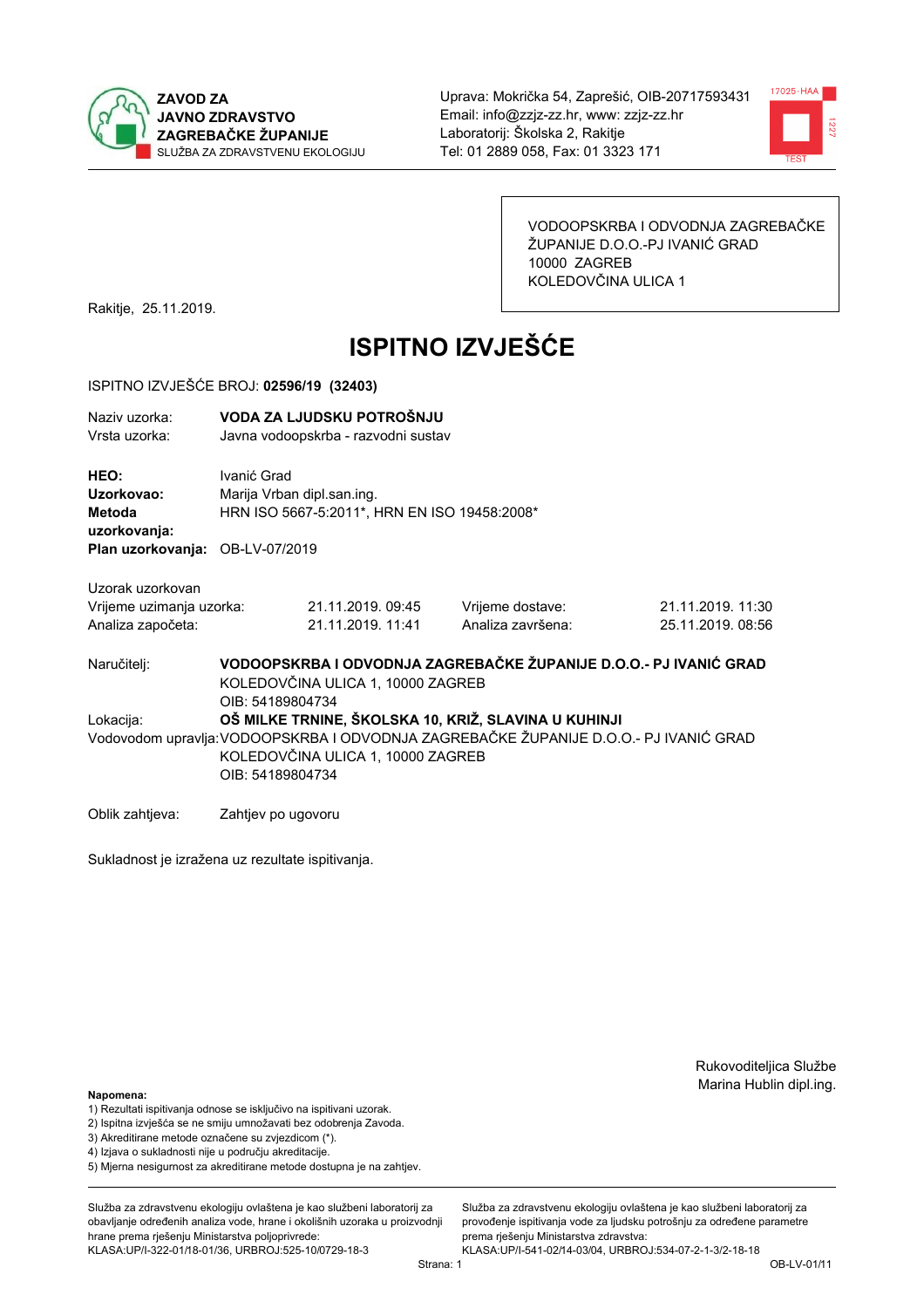ZAVOD ZA JAVNO ZDRAVSTVO ZAGREBAČKE ŽUPANIJE
SLUŽBA ZA ZDRAVSTVENU EKOLOGIJU

Uprava: Mokrička 54, Zaprešić, OIB-20717593431
Email: info@zzjz-zz.hr, www: zzjz-zz.hr
Laboratorij: Školska 2, Rakitje
Tel: 01 2889 058, Fax: 01 3323 171

VODOOPSKRBA I ODVODNJA ZAGREBAČKE ŽUPANIJE D.O.O.-PJ IVANIĆ GRAD
10000 ZAGREB
KOLEDOVČINA ULICA 1

Rakitje, 25.11.2019.

# ISPITNO IZVJEŠĆE

ISPITNO IZVJEŠĆE BROJ: **02596/19 (32403)**

Naziv uzorka: **VODA ZA LJUDSKU POTROŠNJU**
Vrsta uzorka: Javna vodoopskrba - razvodni sustav

**HEO:** Ivanić Grad
**Uzorkovao:** Marija Vrban dipl.san.ing.
**Metoda uzorkovanja:** HRN ISO 5667-5:2011*, HRN EN ISO 19458:2008*
**Plan uzorkovanja:** OB-LV-07/2019

Uzorak uzorkovan

| | | | |
|---|---|---|---|
| Vrijeme uzimanja uzorka: | 21.11.2019. 09:45 | Vrijeme dostave: | 21.11.2019. 11:30 |
| Analiza započeta: | 21.11.2019. 11:41 | Analiza završena: | 25.11.2019. 08:56 |

Naručitelj: **VODOOPSKRBA I ODVODNJA ZAGREBAČKE ŽUPANIJE D.O.O.- PJ IVANIĆ GRAD**
KOLEDOVČINA ULICA 1, 10000 ZAGREB
OIB: 54189804734

Lokacija: **OŠ MILKE TRNINE, ŠKOLSKA 10, KRIŽ, SLAVINA U KUHINJI**

Vodovodom upravlja: VODOOPSKRBA I ODVODNJA ZAGREBAČKE ŽUPANIJE D.O.O.- PJ IVANIĆ GRAD
KOLEDOVČINA ULICA 1, 10000 ZAGREB
OIB: 54189804734

Oblik zahtjeva: Zahtjev po ugovoru

Sukladnost je izražena uz rezultate ispitivanja.

Rukoviteljica Službe
Marina Hublin dipl.ing.

**Napomena:**
1) Rezultati ispitivanja odnose se isključivo na ispitivani uzorak.
2) Ispitna izvješća se ne smiju umnožavati bez odobrenja Zavoda.
3) Akreditirane metode označene su zvjezdicom (*).
4) Izjava o sukladnosti nije u području akreditacije.
5) Mjerna nesigurnost za akreditirane metode dostupna je na zahtjev.

Služba za zdravstvenu ekologiju ovlaštena je kao službeni laboratorij za obavljanje određenih analiza vode, hrane i okolišnih uzoraka u proizvodnji hrane prema rješenju Ministarstva poljoprivrede: KLASA:UP/I-322-01/18-01/36, URBROJ:525-10/0729-18-3

Služba za zdravstvenu ekologiju ovlaštena je kao službeni laboratorij za provođenje ispitivanja vode za ljudsku potrošnju za određene parametre prema rješenju Ministarstva zdravstva: KLASA:UP/I-541-02/14-03/04, URBROJ:534-07-2-1-3/2-18-18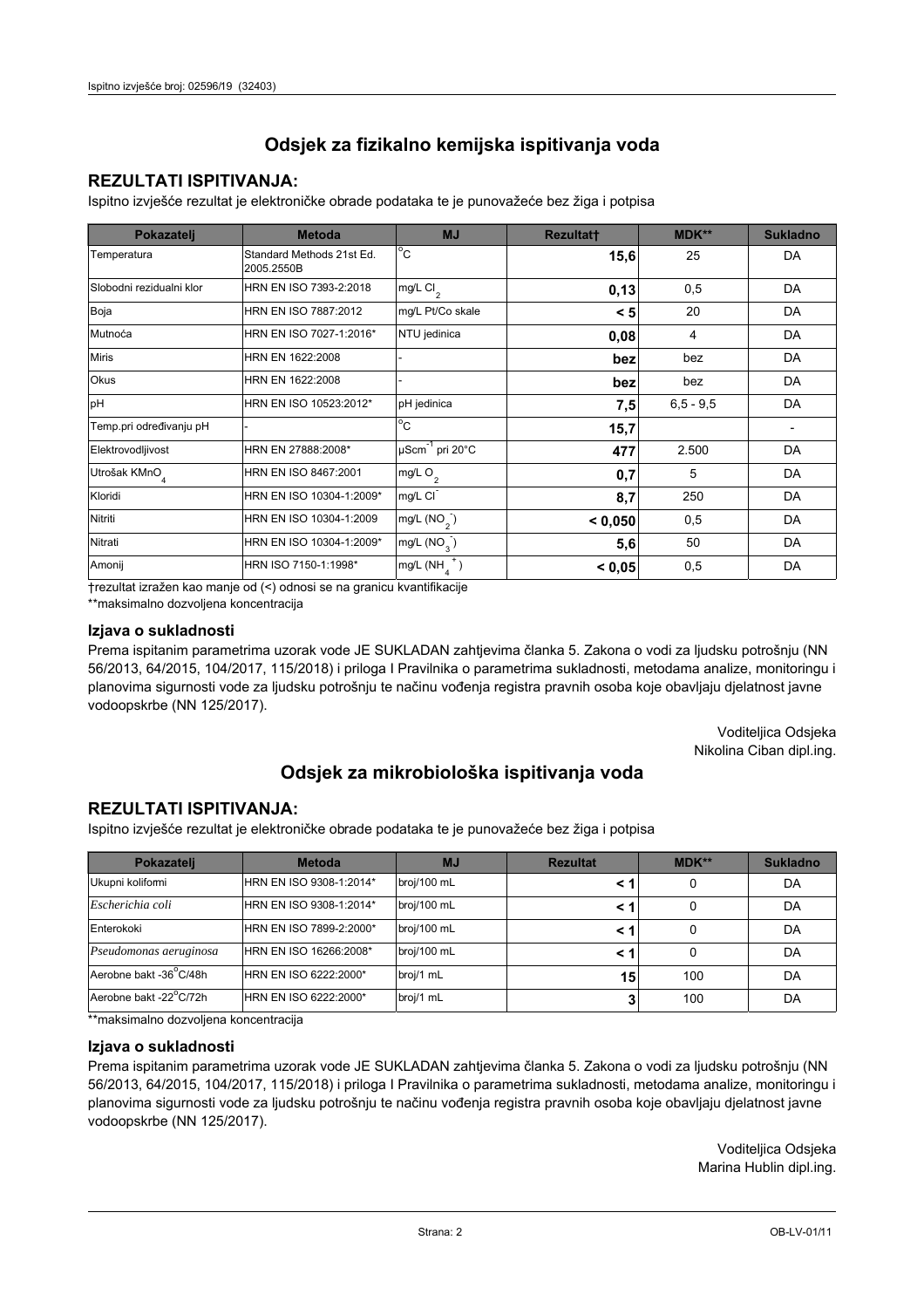## Odsjek za fizikalno kemijska ispitivanja voda

### REZULTATI ISPITIVANJA:

Ispitno izvješće rezultat je elektroničke obrade podataka te je punovažeće bez žiga i potpisa

| Pokazatelj | Metoda | MJ | Rezultat† | MDK** | Sukladno |
|---|---|---|---|---|---|
| Temperatura | Standard Methods 21st Ed. 2005.2550B | °C | **15,6** | 25 | DA |
| Slobodni rezidualni klor | HRN EN ISO 7393-2:2018 | mg/L $Cl_2$ | **0,13** | 0,5 | DA |
| Boja | HRN EN ISO 7887:2012 | mg/L Pt/Co skale | **< 5** | 20 | DA |
| Mutnoća | HRN EN ISO 7027-1:2016* | NTU jedinica | **0,08** | 4 | DA |
| Miris | HRN EN 1622:2008 | - | **bez** | bez | DA |
| Okus | HRN EN 1622:2008 | - | **bez** | bez | DA |
| pH | HRN EN ISO 10523:2012* | pH jedinica | **7,5** | 6,5 - 9,5 | DA |
| Temp.pri određivanju pH | - | °C | **15,7** | | - |
| Elektrovodljivost | HRN EN 27888:2008* | $\mu Scm^{-1}$ pri 20°C | **477** | 2.500 | DA |
| Utrošak $KMnO_4$ | HRN EN ISO 8467:2001 | mg/L $O_2$ | **0,7** | 5 | DA |
| Kloridi | HRN EN ISO 10304-1:2009* | mg/L $Cl^-$ | **8,7** | 250 | DA |
| Nitriti | HRN EN ISO 10304-1:2009 | mg/L ($NO_2^-$) | **< 0,050** | 0,5 | DA |
| Nitrati | HRN EN ISO 10304-1:2009* | mg/L ($NO_3^-$) | **5,6** | 50 | DA |
| Amonij | HRN ISO 7150-1:1998* | mg/L ($NH_4^+$) | **< 0,05** | 0,5 | DA |

†rezultat izražen kao manje od (<) odnosi se na granicu kvantifikacije

**maksimalno dozvoljena koncentracija

### Izjava o sukladnosti

Prema ispitanim parametrima uzorak vode JE SUKLADAN zahtjevima članka 5. Zakona o vodi za ljudsku potrošnju (NN 56/2013, 64/2015, 104/2017, 115/2018) i priloga I Pravilnika o parametrima sukladnosti, metodama analize, monitoringu i planovima sigurnosti vode za ljudsku potrošnju te načinu vođenja registra pravnih osoba koje obavljaju djelatnost javne vodoopskrbe (NN 125/2017).

Voditeljica Odsjeka
Nikolina Ciban dipl.ing.

## Odsjek za mikrobiološka ispitivanja voda

### REZULTATI ISPITIVANJA:

Ispitno izvješće rezultat je elektroničke obrade podataka te je punovažeće bez žiga i potpisa

| Pokazatelj | Metoda | MJ | Rezultat | MDK** | Sukladno |
|---|---|---|---|---|---|
| Ukupni koliformi | HRN EN ISO 9308-1:2014* | broj/100 mL | **< 1** | 0 | DA |
| *Escherichia coli* | HRN EN ISO 9308-1:2014* | broj/100 mL | **< 1** | 0 | DA |
| Enterokoki | HRN EN ISO 7899-2:2000* | broj/100 mL | **< 1** | 0 | DA |
| *Pseudomonas aeruginosa* | HRN EN ISO 16266:2008* | broj/100 mL | **< 1** | 0 | DA |
| Aerobne bakt -36°C/48h | HRN EN ISO 6222:2000* | broj/1 mL | **15** | 100 | DA |
| Aerobne bakt -22°C/72h | HRN EN ISO 6222:2000* | broj/1 mL | **3** | 100 | DA |

**maksimalno dozvoljena koncentracija

### Izjava o sukladnosti

Prema ispitanim parametrima uzorak vode JE SUKLADAN zahtjevima članka 5. Zakona o vodi za ljudsku potrošnju (NN 56/2013, 64/2015, 104/2017, 115/2018) i priloga I Pravilnika o parametrima sukladnosti, metodama analize, monitoringu i planovima sigurnosti vode za ljudsku potrošnju te načinu vođenja registra pravnih osoba koje obavljaju djelatnost javne vodoopskrbe (NN 125/2017).

Voditeljica Odsjeka
Marina Hublin dipl.ing.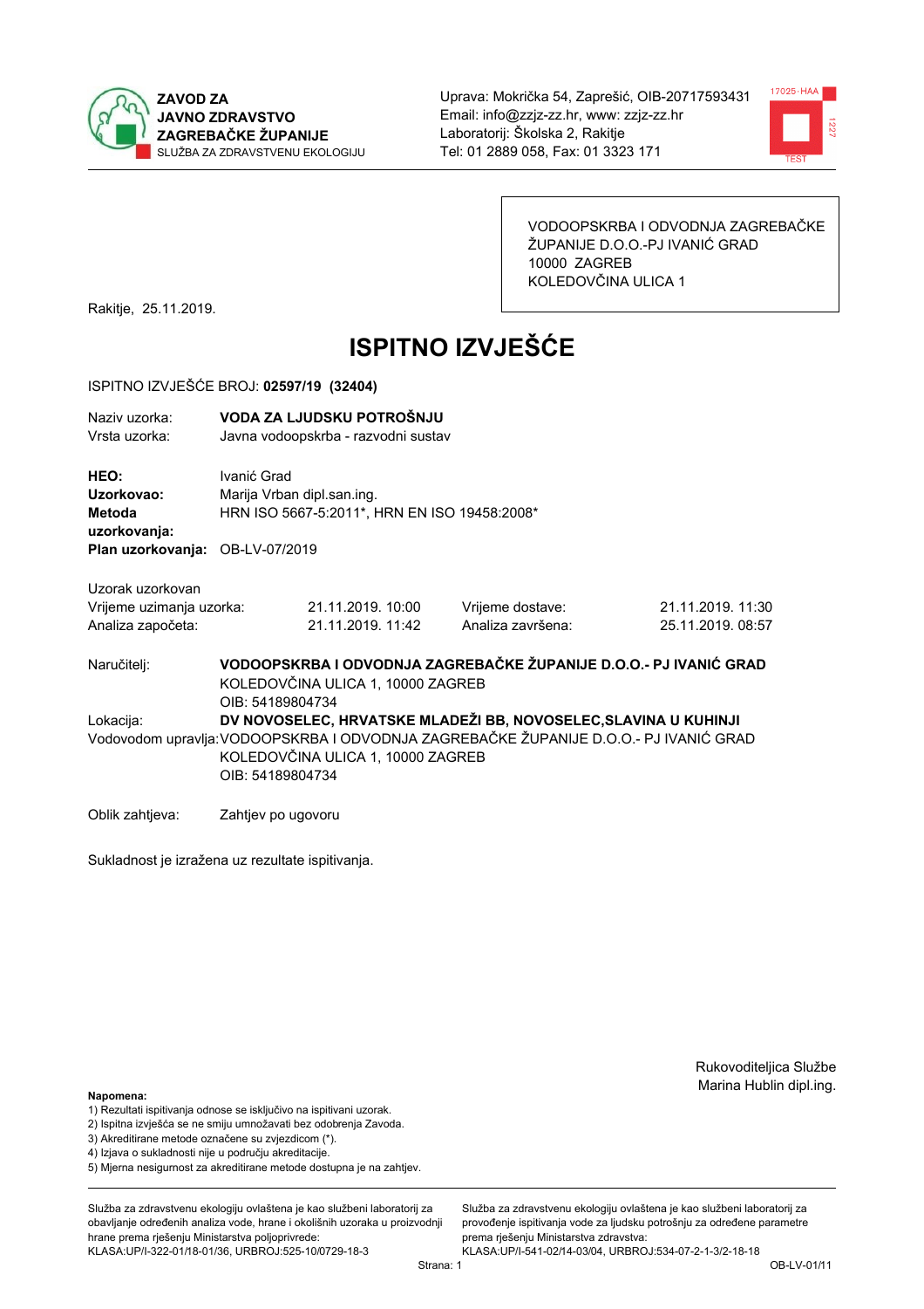**ZAVOD ZA JAVNO ZDRAVSTVO ZAGREBAČKE ŽUPANIJE**
SLUŽBA ZA ZDRAVSTVENU EKOLOGIJU

Uprava: Mokrička 54, Zaprešić, OIB-20717593431
Email: info@zzjz-zz.hr, www: zzjz-zz.hr
Laboratorij: Školska 2, Rakitje
Tel: 01 2889 058, Fax: 01 3323 171

VODOOPSKRBA I ODVODNJA ZAGREBAČKE ŽUPANIJE D.O.O.-PJ IVANIĆ GRAD
10000 ZAGREB
KOLEDOVČINA ULICA 1

Rakitje, 25.11.2019.

# ISPITNO IZVJEŠĆE

ISPITNO IZVJEŠĆE BROJ: **02597/19 (32404)**

| | |
|---|---|
| Naziv uzorka: | **VODA ZA LJUDSKU POTROŠNJU** |
| Vrsta uzorka: | Javna vodoopskrba - razvodni sustav |
| **HEO:** | Ivanić Grad |
| **Uzorkovao:** | Marija Vrban dipl.san.ing. |
| **Metoda uzorkovanja:** | HRN ISO 5667-5:2011*, HRN EN ISO 19458:2008* |
| **Plan uzorkovanja:** | OB-LV-07/2019 |

Uzorak uzorkovan

| | | | |
|---|---|---|---|
| Vrijeme uzimanja uzorka: | 21.11.2019. 10:00 | Vrijeme dostave: | 21.11.2019. 11:30 |
| Analiza započeta: | 21.11.2019. 11:42 | Analiza završena: | 25.11.2019. 08:57 |

Naručitelj: **VODOOPSKRBA I ODVODNJA ZAGREBAČKE ŽUPANIJE D.O.O.- PJ IVANIĆ GRAD**
KOLEDOVČINA ULICA 1, 10000 ZAGREB
OIB: 54189804734

Lokacija: **DV NOVOSELEC, HRVATSKE MLADEŽI BB, NOVOSELEC,SLAVINA U KUHINJI**

Vodovodom upravlja: VODOOPSKRBA I ODVODNJA ZAGREBAČKE ŽUPANIJE D.O.O.- PJ IVANIĆ GRAD
KOLEDOVČINA ULICA 1, 10000 ZAGREB
OIB: 54189804734

Oblik zahtjeva: Zahtjev po ugovoru

Sukladnost je izražena uz rezultate ispitivanja.

Rukovoditeljica Službe
Marina Hublin dipl.ing.

**Napomena:**
1) Rezultati ispitivanja odnose se isključivo na ispitivani uzorak.
2) Ispitna izvješća se ne smiju umnožavati bez odobrenja Zavoda.
3) Akreditirane metode označene su zvjezdicom (*).
4) Izjava o sukladnosti nije u području akreditacije.
5) Mjerna nesigurnost za akreditirane metode dostupna je na zahtjev.

Služba za zdravstvenu ekologiju ovlaštena je kao službeni laboratorij za obavljanje određenih analiza vode, hrane i okolišnih uzoraka u proizvodnji hrane prema rješenju Ministarstva poljoprivrede: KLASA:UP/I-322-01/18-01/36, URBROJ:525-10/0729-18-3

Služba za zdravstvenu ekologiju ovlaštena je kao službeni laboratorij za provođenje ispitivanja vode za ljudsku potrošnju za određene parametre prema rješenju Ministarstva zdravstva: KLASA:UP/I-541-02/14-03/04, URBROJ:534-07-2-1-3/2-18-18

OB-LV-01/11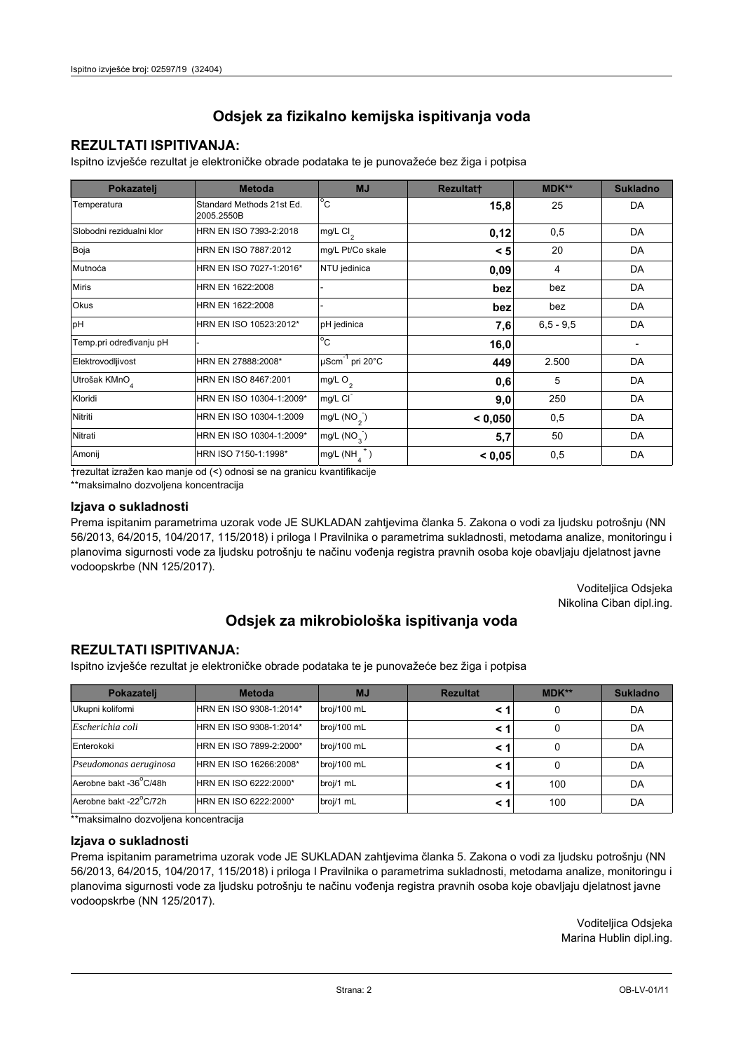# Odsjek za fizikalno kemijska ispitivanja voda

## REZULTATI ISPITIVANJA:

Ispitno izvješće rezultat je elektroničke obrade podataka te je punovažeće bez žiga i potpisa

| Pokazatelj | Metoda | MJ | Rezultat† | MDK** | Sukladno |
|---|---|---|---|---|---|
| Temperatura | Standard Methods 21st Ed. 2005.2550B | °C | **15,8** | 25 | DA |
| Slobodni rezidualni klor | HRN EN ISO 7393-2:2018 | mg/L $Cl_2$ | **0,12** | 0,5 | DA |
| Boja | HRN EN ISO 7887:2012 | mg/L Pt/Co skale | **< 5** | 20 | DA |
| Mutnoća | HRN EN ISO 7027-1:2016* | NTU jedinica | **0,09** | 4 | DA |
| Miris | HRN EN 1622:2008 | - | **bez** | bez | DA |
| Okus | HRN EN 1622:2008 | - | **bez** | bez | DA |
| pH | HRN EN ISO 10523:2012* | pH jedinica | **7,6** | 6,5 - 9,5 | DA |
| Temp.pri određivanju pH | - | °C | **16,0** | | - |
| Elektrovodljivost | HRN EN 27888:2008* | $\mu Scm^{-1}$ pri 20°C | **449** | 2.500 | DA |
| Utrošak $KMnO_4$ | HRN EN ISO 8467:2001 | mg/L $O_2$ | **0,6** | 5 | DA |
| Kloridi | HRN EN ISO 10304-1:2009* | mg/L $Cl^-$ | **9,0** | 250 | DA |
| Nitriti | HRN EN ISO 10304-1:2009 | mg/L ($NO_2^-$) | **< 0,050** | 0,5 | DA |
| Nitrati | HRN EN ISO 10304-1:2009* | mg/L ($NO_3^-$) | **5,7** | 50 | DA |
| Amonij | HRN ISO 7150-1:1998* | mg/L ($NH_4^+$) | **< 0,05** | 0,5 | DA |

†rezultat izražen kao manje od (<) odnosi se na granicu kvantifikacije

**maksimalno dozvoljena koncentracija

### Izjava o sukladnosti

Prema ispitanim parametrima uzorak vode JE SUKLADAN zahtjevima članka 5. Zakona o vodi za ljudsku potrošnju (NN 56/2013, 64/2015, 104/2017, 115/2018) i priloga I Pravilnika o parametrima sukladnosti, metodama analize, monitoringu i planovima sigurnosti vode za ljudsku potrošnju te načinu vođenja registra pravnih osoba koje obavljaju djelatnost javne vodoopskrbe (NN 125/2017).

Voditeljica Odsjeka
Nikolina Ciban dipl.ing.

# Odsjek za mikrobiološka ispitivanja voda

## REZULTATI ISPITIVANJA:

Ispitno izvješće rezultat je elektroničke obrade podataka te je punovažeće bez žiga i potpisa

| Pokazatelj | Metoda | MJ | Rezultat | MDK** | Sukladno |
|---|---|---|---|---|---|
| Ukupni koliformi | HRN EN ISO 9308-1:2014* | broj/100 mL | **< 1** | 0 | DA |
| *Escherichia coli* | HRN EN ISO 9308-1:2014* | broj/100 mL | **< 1** | 0 | DA |
| Enterokoki | HRN EN ISO 7899-2:2000* | broj/100 mL | **< 1** | 0 | DA |
| *Pseudomonas aeruginosa* | HRN EN ISO 16266:2008* | broj/100 mL | **< 1** | 0 | DA |
| Aerobne bakt -36°C/48h | HRN EN ISO 6222:2000* | broj/1 mL | **< 1** | 100 | DA |
| Aerobne bakt -22°C/72h | HRN EN ISO 6222:2000* | broj/1 mL | **< 1** | 100 | DA |

**maksimalno dozvoljena koncentracija

### Izjava o sukladnosti

Prema ispitanim parametrima uzorak vode JE SUKLADAN zahtjevima članka 5. Zakona o vodi za ljudsku potrošnju (NN 56/2013, 64/2015, 104/2017, 115/2018) i priloga I Pravilnika o parametrima sukladnosti, metodama analize, monitoringu i planovima sigurnosti vode za ljudsku potrošnju te načinu vođenja registra pravnih osoba koje obavljaju djelatnost javne vodoopskrbe (NN 125/2017).

Voditeljica Odsjeka
Marina Hublin dipl.ing.